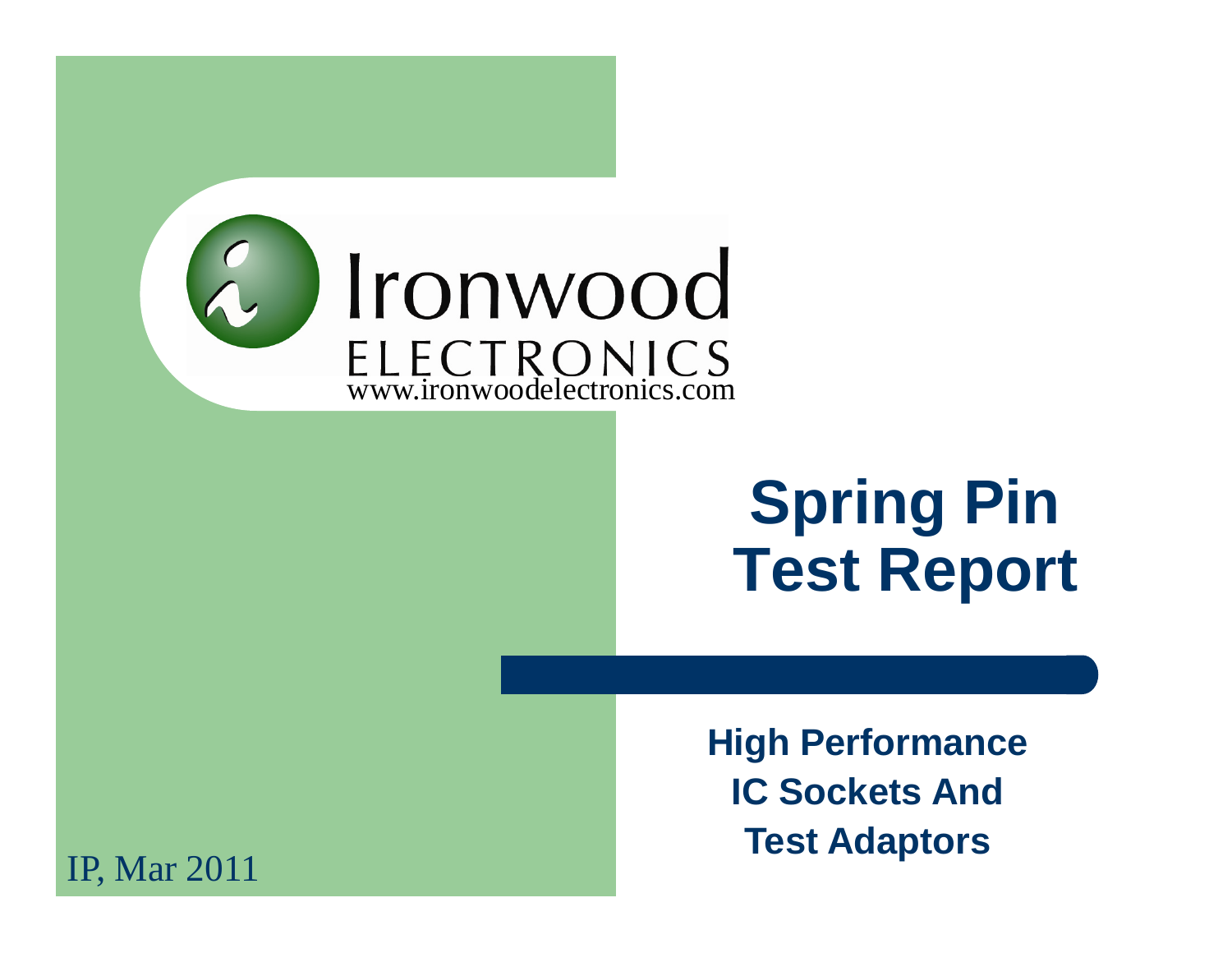Ironwood ELECTRONICS
www.ironwoodelectronics.com

# Spring Pin Test Report

**High Performance IC Sockets And Test Adaptors**

IP, Mar 2011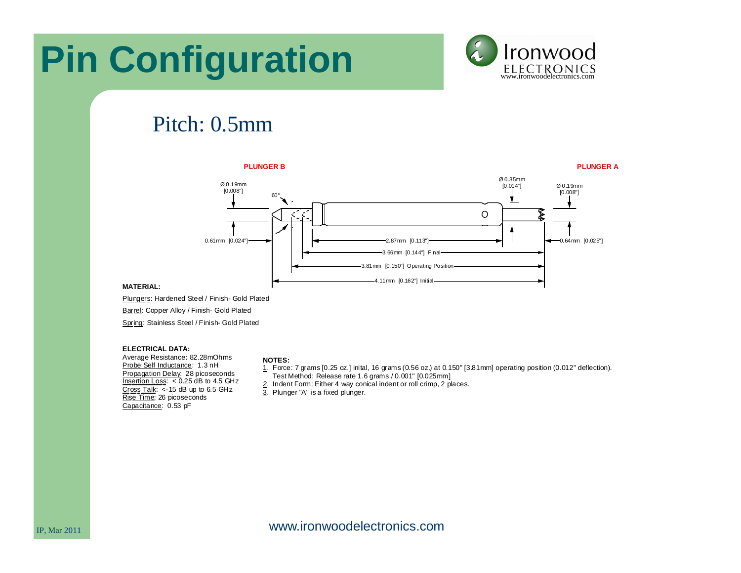# Pin Configuration

Ironwood ELECTRONICS
www.ironwoodelectronics.com

## Pitch: 0.5mm

PLUNGER B

PLUNGER A

Ø 0.19mm [0.008"]

60°

Ø 0.35mm [0.014"]

Ø 0.19mm [0.008"]

0.61mm [0.024"]

2.87mm [0.113"]

0.64mm [0.025"]

3.66mm [0.144"] Final

3.81mm [0.150"] Operating Position

4.11mm [0.162"] Initial

**MATERIAL:**

Plungers: Hardened Steel / Finish- Gold Plated

Barrel: Copper Alloy / Finish- Gold Plated

Spring: Stainless Steel / Finish- Gold Plated

**ELECTRICAL DATA:**

Average Resistance: 82.28mOhms
Probe Self Inductance: 1.3 nH
Propagation Delay: 28 picoseconds
Insertion Loss: < 0.25 dB to 4.5 GHz
Cross Talk: <-15 dB up to 6.5 GHz
Rise Time: 26 picoseconds
Capacitance: 0.53 pF

**NOTES:**

1. Force: 7 grams [0.25 oz.] inital, 16 grams (0.56 oz.) at 0.150" [3.81mm] operating position (0.012" deflection). Test Method: Release rate 1.6 grams / 0.001" [0.025mm]
2. Indent Form: Either 4 way conical indent or roll crimp, 2 places.
3. Plunger "A" is a fixed plunger.

IP, Mar 2011

www.ironwoodelectronics.com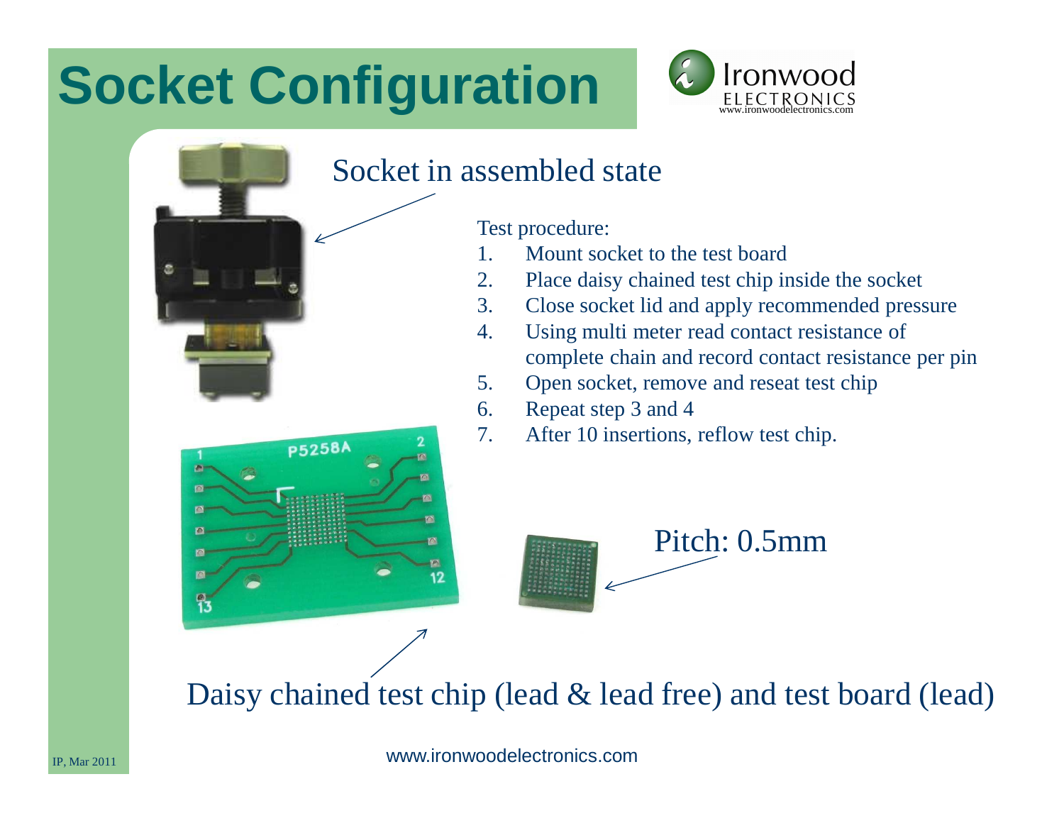# Socket Configuration

Socket in assembled state

Test procedure:

1. Mount socket to the test board
2. Place daisy chained test chip inside the socket
3. Close socket lid and apply recommended pressure
4. Using multi meter read contact resistance of complete chain and record contact resistance per pin
5. Open socket, remove and reseat test chip
6. Repeat step 3 and 4
7. After 10 insertions, reflow test chip.

Pitch: 0.5mm

Daisy chained test chip (lead & lead free) and test board (lead)

IP, Mar 2011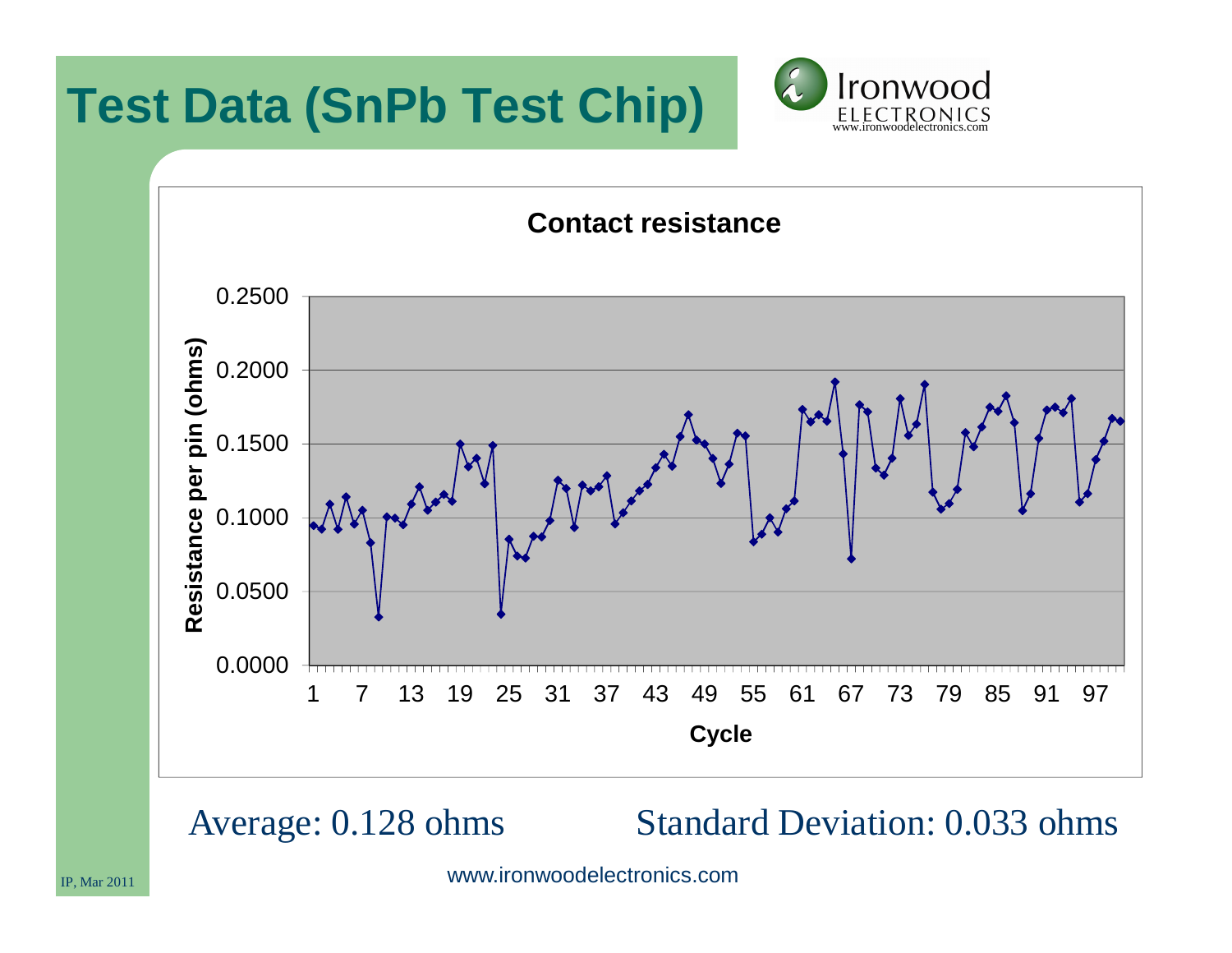# Test Data (SnPb Test Chip)

**Contact resistance**

Resistance per pin (ohms): 0.0000, 0.0500, 0.1000, 0.1500, 0.2000, 0.2500

Cycle: 1, 7, 13, 19, 25, 31, 37, 43, 49, 55, 61, 67, 73, 79, 85, 91, 97

Average: 0.128 ohms    Standard Deviation: 0.033 ohms

www.ironwoodelectronics.com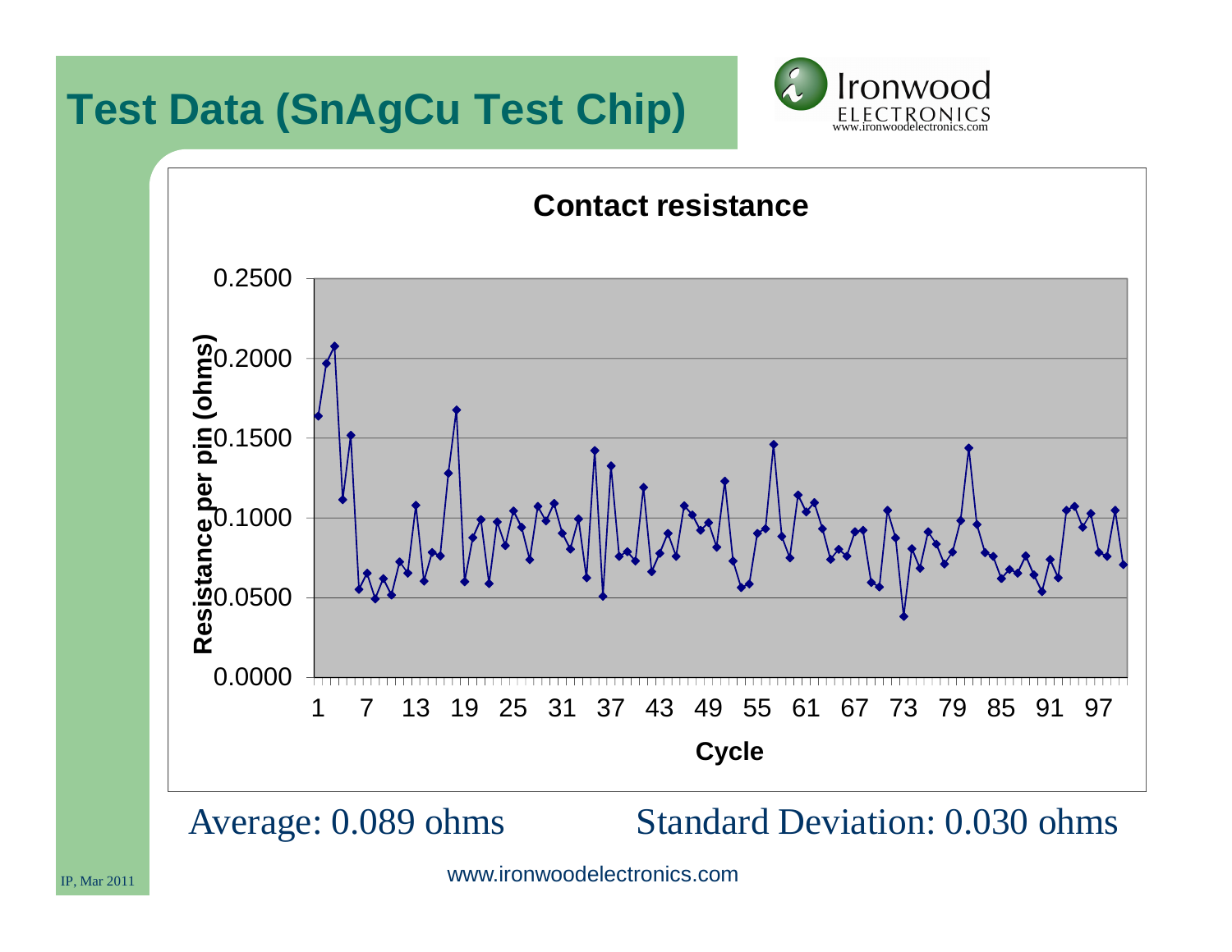# Test Data (SnAgCu Test Chip)

Ironwood ELECTRONICS
www.ironwoodelectronics.com

Contact resistance

Resistance per pin (ohms)

0.2500
0.2000
0.1500
0.1000
0.0500
0.0000

1 7 13 19 25 31 37 43 49 55 61 67 73 79 85 91 97

Cycle

Average: 0.089 ohms

Standard Deviation: 0.030 ohms

www.ironwoodelectronics.com